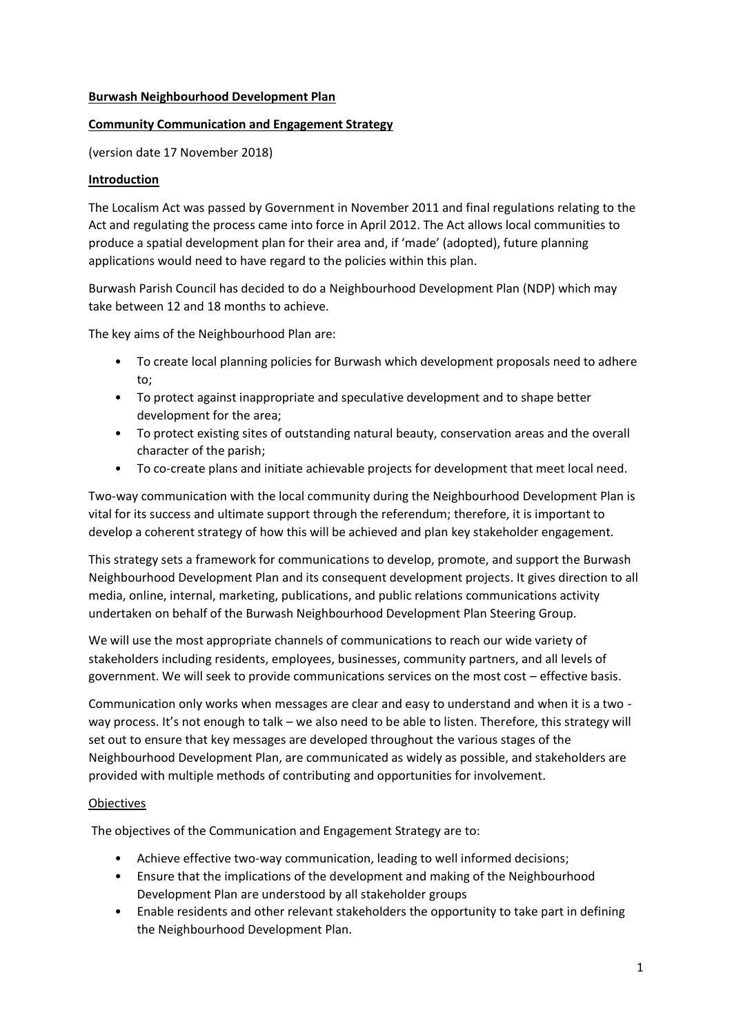**Burwash Neighbourhood Development Plan**

**Community Communication and Engagement Strategy**

(version date 17 November 2018)

**Introduction**

The Localism Act was passed by Government in November 2011 and final regulations relating to the Act and regulating the process came into force in April 2012. The Act allows local communities to produce a spatial development plan for their area and, if 'made' (adopted), future planning applications would need to have regard to the policies within this plan.

Burwash Parish Council has decided to do a Neighbourhood Development Plan (NDP) which may take between 12 and 18 months to achieve.

The key aims of the Neighbourhood Plan are:

- To create local planning policies for Burwash which development proposals need to adhere to;
- To protect against inappropriate and speculative development and to shape better development for the area;
- To protect existing sites of outstanding natural beauty, conservation areas and the overall character of the parish;
- To co-create plans and initiate achievable projects for development that meet local need.

Two-way communication with the local community during the Neighbourhood Development Plan is vital for its success and ultimate support through the referendum; therefore, it is important to develop a coherent strategy of how this will be achieved and plan key stakeholder engagement.

This strategy sets a framework for communications to develop, promote, and support the Burwash Neighbourhood Development Plan and its consequent development projects. It gives direction to all media, online, internal, marketing, publications, and public relations communications activity undertaken on behalf of the Burwash Neighbourhood Development Plan Steering Group.

We will use the most appropriate channels of communications to reach our wide variety of stakeholders including residents, employees, businesses, community partners, and all levels of government. We will seek to provide communications services on the most cost – effective basis.

Communication only works when messages are clear and easy to understand and when it is a two - way process. It's not enough to talk – we also need to be able to listen. Therefore, this strategy will set out to ensure that key messages are developed throughout the various stages of the Neighbourhood Development Plan, are communicated as widely as possible, and stakeholders are provided with multiple methods of contributing and opportunities for involvement.

Objectives

The objectives of the Communication and Engagement Strategy are to:

- Achieve effective two-way communication, leading to well informed decisions;
- Ensure that the implications of the development and making of the Neighbourhood Development Plan are understood by all stakeholder groups
- Enable residents and other relevant stakeholders the opportunity to take part in defining the Neighbourhood Development Plan.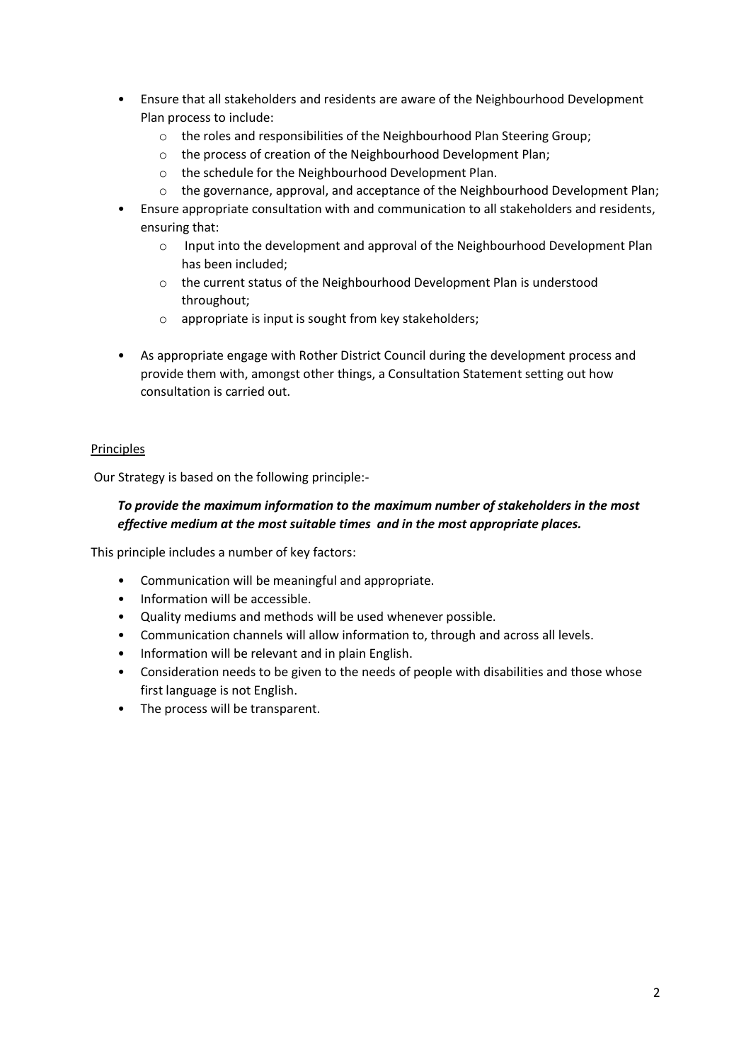- Ensure that all stakeholders and residents are aware of the Neighbourhood Development Plan process to include:
  - the roles and responsibilities of the Neighbourhood Plan Steering Group;
  - the process of creation of the Neighbourhood Development Plan;
  - the schedule for the Neighbourhood Development Plan.
  - the governance, approval, and acceptance of the Neighbourhood Development Plan;
- Ensure appropriate consultation with and communication to all stakeholders and residents, ensuring that:
  - Input into the development and approval of the Neighbourhood Development Plan has been included;
  - the current status of the Neighbourhood Development Plan is understood throughout;
  - appropriate is input is sought from key stakeholders;
- As appropriate engage with Rother District Council during the development process and provide them with, amongst other things, a Consultation Statement setting out how consultation is carried out.

Principles

Our Strategy is based on the following principle:-

***To provide the maximum information to the maximum number of stakeholders in the most effective medium at the most suitable times and in the most appropriate places.***

This principle includes a number of key factors:

- Communication will be meaningful and appropriate.
- Information will be accessible.
- Quality mediums and methods will be used whenever possible.
- Communication channels will allow information to, through and across all levels.
- Information will be relevant and in plain English.
- Consideration needs to be given to the needs of people with disabilities and those whose first language is not English.
- The process will be transparent.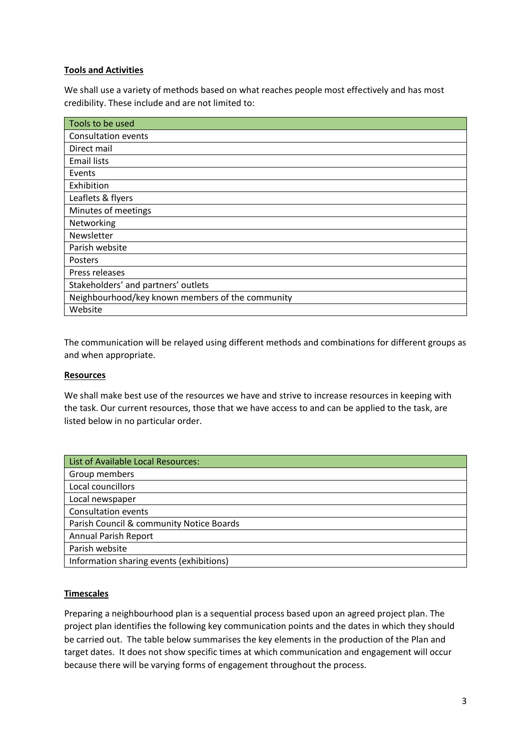**Tools and Activities**

We shall use a variety of methods based on what reaches people most effectively and has most credibility. These include and are not limited to:

| Tools to be used |
|---|
| Consultation events |
| Direct mail |
| Email lists |
| Events |
| Exhibition |
| Leaflets & flyers |
| Minutes of meetings |
| Networking |
| Newsletter |
| Parish website |
| Posters |
| Press releases |
| Stakeholders' and partners' outlets |
| Neighbourhood/key known members of the community |
| Website |

The communication will be relayed using different methods and combinations for different groups as and when appropriate.

**Resources**

We shall make best use of the resources we have and strive to increase resources in keeping with the task. Our current resources, those that we have access to and can be applied to the task, are listed below in no particular order.

| List of Available Local Resources: |
|---|
| Group members |
| Local councillors |
| Local newspaper |
| Consultation events |
| Parish Council & community Notice Boards |
| Annual Parish Report |
| Parish website |
| Information sharing events (exhibitions) |

**Timescales**

Preparing a neighbourhood plan is a sequential process based upon an agreed project plan. The project plan identifies the following key communication points and the dates in which they should be carried out. The table below summarises the key elements in the production of the Plan and target dates. It does not show specific times at which communication and engagement will occur because there will be varying forms of engagement throughout the process.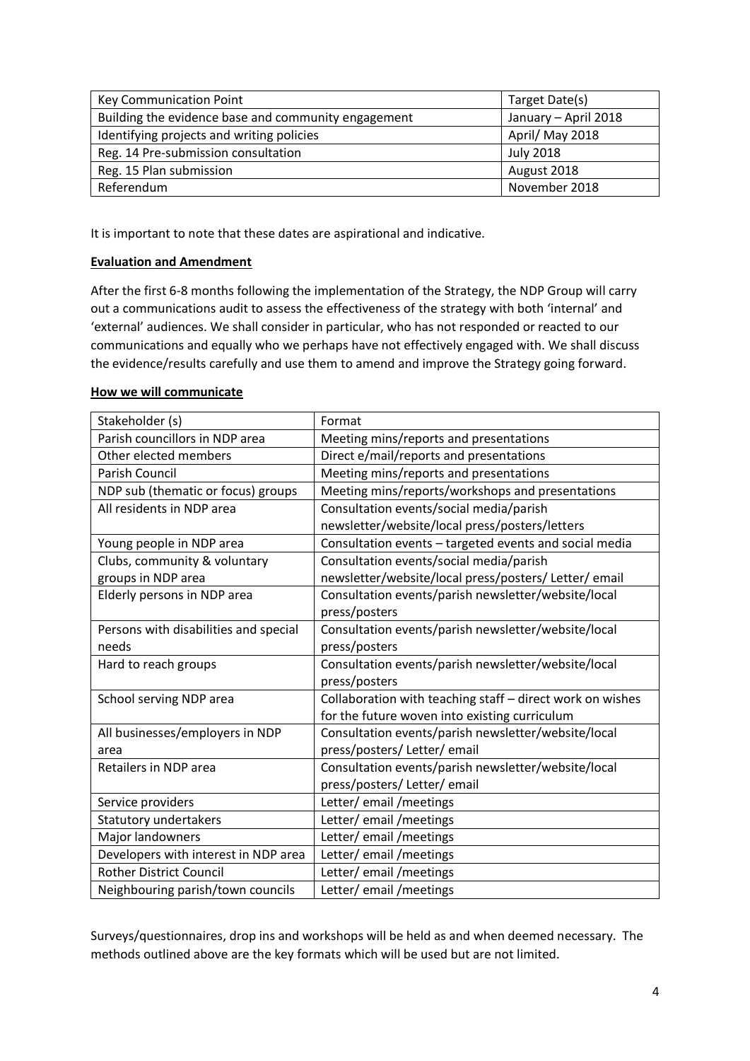| Key Communication Point | Target Date(s) |
| --- | --- |
| Building the evidence base and community engagement | January – April 2018 |
| Identifying projects and writing policies | April/ May 2018 |
| Reg. 14 Pre-submission consultation | July 2018 |
| Reg. 15 Plan submission | August 2018 |
| Referendum | November 2018 |

It is important to note that these dates are aspirational and indicative.

**Evaluation and Amendment**

After the first 6-8 months following the implementation of the Strategy, the NDP Group will carry out a communications audit to assess the effectiveness of the strategy with both 'internal' and 'external' audiences. We shall consider in particular, who has not responded or reacted to our communications and equally who we perhaps have not effectively engaged with. We shall discuss the evidence/results carefully and use them to amend and improve the Strategy going forward.

**How we will communicate**

| Stakeholder (s) | Format |
| --- | --- |
| Parish councillors in NDP area | Meeting mins/reports and presentations |
| Other elected members | Direct e/mail/reports and presentations |
| Parish Council | Meeting mins/reports and presentations |
| NDP sub (thematic or focus) groups | Meeting mins/reports/workshops and presentations |
| All residents in NDP area | Consultation events/social media/parish newsletter/website/local press/posters/letters |
| Young people in NDP area | Consultation events – targeted events and social media |
| Clubs, community & voluntary groups in NDP area | Consultation events/social media/parish newsletter/website/local press/posters/ Letter/ email |
| Elderly persons in NDP area | Consultation events/parish newsletter/website/local press/posters |
| Persons with disabilities and special needs | Consultation events/parish newsletter/website/local press/posters |
| Hard to reach groups | Consultation events/parish newsletter/website/local press/posters |
| School serving NDP area | Collaboration with teaching staff – direct work on wishes for the future woven into existing curriculum |
| All businesses/employers in NDP area | Consultation events/parish newsletter/website/local press/posters/ Letter/ email |
| Retailers in NDP area | Consultation events/parish newsletter/website/local press/posters/ Letter/ email |
| Service providers | Letter/ email /meetings |
| Statutory undertakers | Letter/ email /meetings |
| Major landowners | Letter/ email /meetings |
| Developers with interest in NDP area | Letter/ email /meetings |
| Rother District Council | Letter/ email /meetings |
| Neighbouring parish/town councils | Letter/ email /meetings |

Surveys/questionnaires, drop ins and workshops will be held as and when deemed necessary. The methods outlined above are the key formats which will be used but are not limited.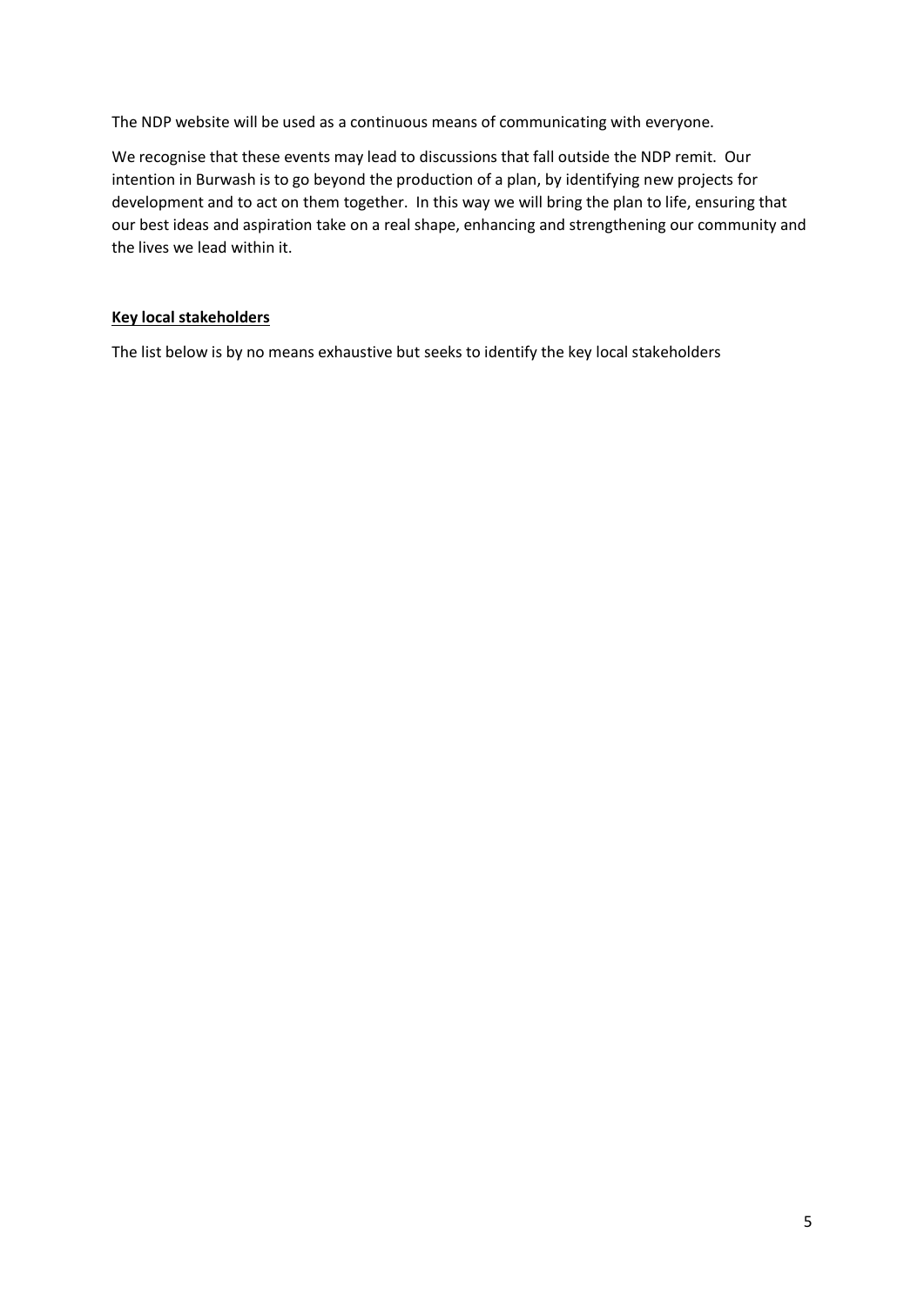The NDP website will be used as a continuous means of communicating with everyone.

We recognise that these events may lead to discussions that fall outside the NDP remit. Our intention in Burwash is to go beyond the production of a plan, by identifying new projects for development and to act on them together. In this way we will bring the plan to life, ensuring that our best ideas and aspiration take on a real shape, enhancing and strengthening our community and the lives we lead within it.

**Key local stakeholders**

The list below is by no means exhaustive but seeks to identify the key local stakeholders